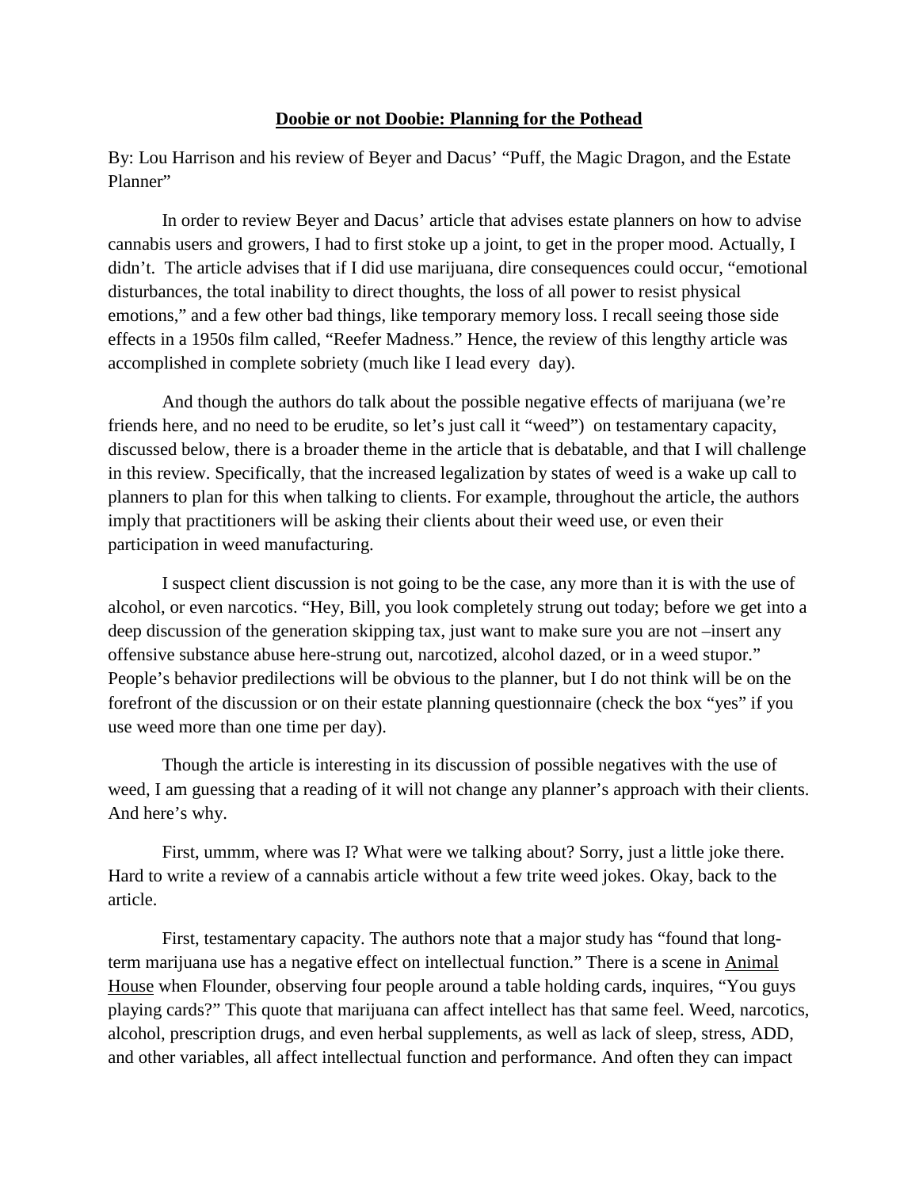**Doobie or not Doobie: Planning for the Pothead**

By: Lou Harrison and his review of Beyer and Dacus' "Puff, the Magic Dragon, and the Estate Planner"

In order to review Beyer and Dacus' article that advises estate planners on how to advise cannabis users and growers, I had to first stoke up a joint, to get in the proper mood. Actually, I didn't. The article advises that if I did use marijuana, dire consequences could occur, "emotional disturbances, the total inability to direct thoughts, the loss of all power to resist physical emotions," and a few other bad things, like temporary memory loss. I recall seeing those side effects in a 1950s film called, "Reefer Madness." Hence, the review of this lengthy article was accomplished in complete sobriety (much like I lead every day).

And though the authors do talk about the possible negative effects of marijuana (we're friends here, and no need to be erudite, so let's just call it "weed") on testamentary capacity, discussed below, there is a broader theme in the article that is debatable, and that I will challenge in this review. Specifically, that the increased legalization by states of weed is a wake up call to planners to plan for this when talking to clients. For example, throughout the article, the authors imply that practitioners will be asking their clients about their weed use, or even their participation in weed manufacturing.

I suspect client discussion is not going to be the case, any more than it is with the use of alcohol, or even narcotics. "Hey, Bill, you look completely strung out today; before we get into a deep discussion of the generation skipping tax, just want to make sure you are not –insert any offensive substance abuse here-strung out, narcotized, alcohol dazed, or in a weed stupor." People's behavior predilections will be obvious to the planner, but I do not think will be on the forefront of the discussion or on their estate planning questionnaire (check the box "yes" if you use weed more than one time per day).

Though the article is interesting in its discussion of possible negatives with the use of weed, I am guessing that a reading of it will not change any planner's approach with their clients. And here's why.

First, ummm, where was I? What were we talking about? Sorry, just a little joke there. Hard to write a review of a cannabis article without a few trite weed jokes. Okay, back to the article.

First, testamentary capacity. The authors note that a major study has "found that long-term marijuana use has a negative effect on intellectual function." There is a scene in Animal House when Flounder, observing four people around a table holding cards, inquires, "You guys playing cards?" This quote that marijuana can affect intellect has that same feel. Weed, narcotics, alcohol, prescription drugs, and even herbal supplements, as well as lack of sleep, stress, ADD, and other variables, all affect intellectual function and performance. And often they can impact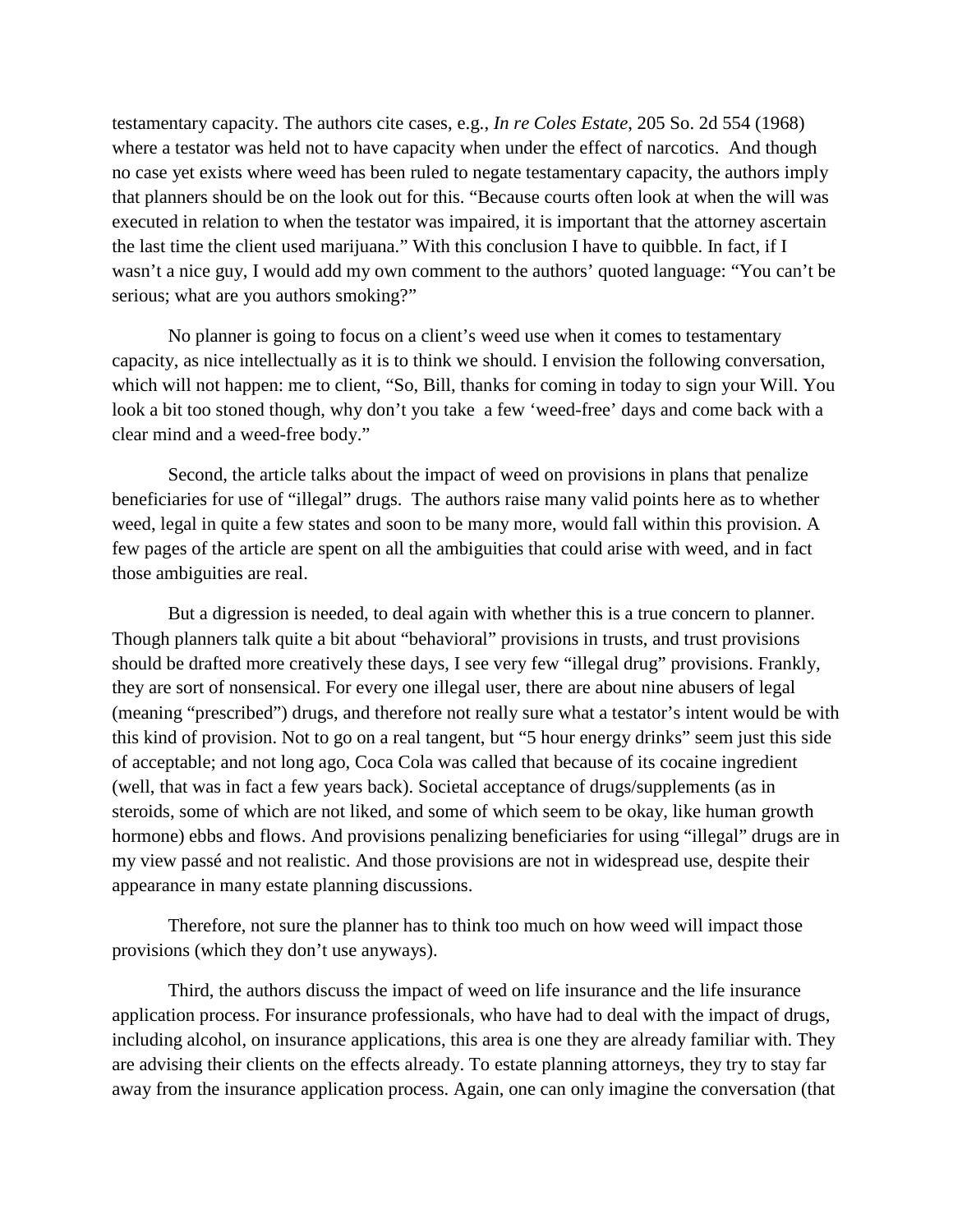testamentary capacity. The authors cite cases, e.g., *In re Coles Estate*, 205 So. 2d 554 (1968) where a testator was held not to have capacity when under the effect of narcotics. And though no case yet exists where weed has been ruled to negate testamentary capacity, the authors imply that planners should be on the look out for this. "Because courts often look at when the will was executed in relation to when the testator was impaired, it is important that the attorney ascertain the last time the client used marijuana." With this conclusion I have to quibble. In fact, if I wasn't a nice guy, I would add my own comment to the authors' quoted language: "You can't be serious; what are you authors smoking?"

No planner is going to focus on a client's weed use when it comes to testamentary capacity, as nice intellectually as it is to think we should. I envision the following conversation, which will not happen: me to client, "So, Bill, thanks for coming in today to sign your Will. You look a bit too stoned though, why don't you take a few 'weed-free' days and come back with a clear mind and a weed-free body."

Second, the article talks about the impact of weed on provisions in plans that penalize beneficiaries for use of "illegal" drugs. The authors raise many valid points here as to whether weed, legal in quite a few states and soon to be many more, would fall within this provision. A few pages of the article are spent on all the ambiguities that could arise with weed, and in fact those ambiguities are real.

But a digression is needed, to deal again with whether this is a true concern to planner. Though planners talk quite a bit about "behavioral" provisions in trusts, and trust provisions should be drafted more creatively these days, I see very few "illegal drug" provisions. Frankly, they are sort of nonsensical. For every one illegal user, there are about nine abusers of legal (meaning "prescribed") drugs, and therefore not really sure what a testator's intent would be with this kind of provision. Not to go on a real tangent, but "5 hour energy drinks" seem just this side of acceptable; and not long ago, Coca Cola was called that because of its cocaine ingredient (well, that was in fact a few years back). Societal acceptance of drugs/supplements (as in steroids, some of which are not liked, and some of which seem to be okay, like human growth hormone) ebbs and flows. And provisions penalizing beneficiaries for using "illegal" drugs are in my view passé and not realistic. And those provisions are not in widespread use, despite their appearance in many estate planning discussions.

Therefore, not sure the planner has to think too much on how weed will impact those provisions (which they don't use anyways).

Third, the authors discuss the impact of weed on life insurance and the life insurance application process. For insurance professionals, who have had to deal with the impact of drugs, including alcohol, on insurance applications, this area is one they are already familiar with. They are advising their clients on the effects already. To estate planning attorneys, they try to stay far away from the insurance application process. Again, one can only imagine the conversation (that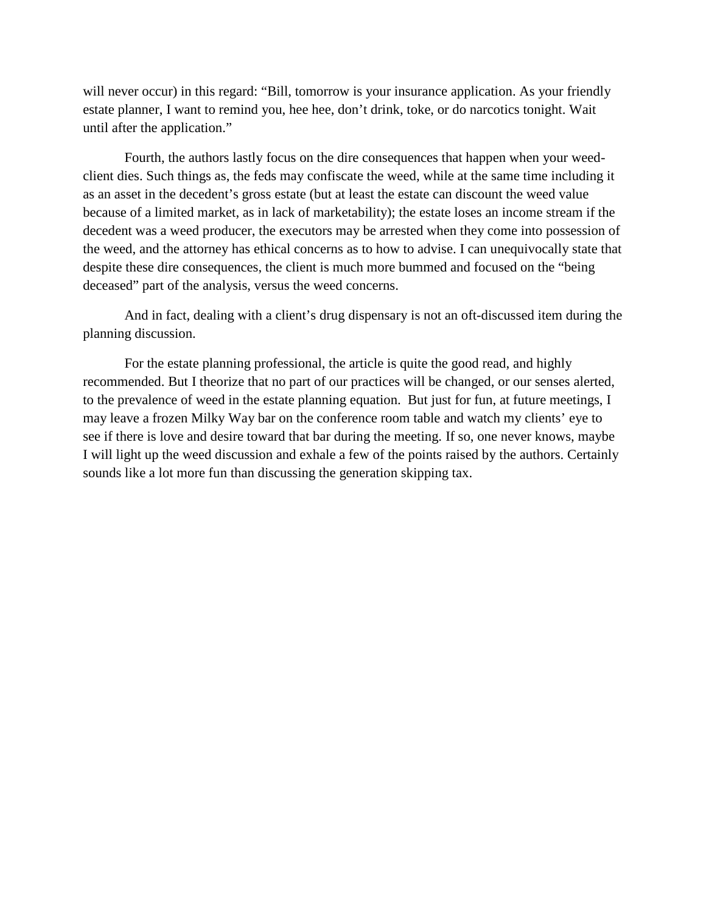will never occur) in this regard: “Bill, tomorrow is your insurance application. As your friendly estate planner, I want to remind you, hee hee, don’t drink, toke, or do narcotics tonight. Wait until after the application.”

Fourth, the authors lastly focus on the dire consequences that happen when your weed-client dies. Such things as, the feds may confiscate the weed, while at the same time including it as an asset in the decedent’s gross estate (but at least the estate can discount the weed value because of a limited market, as in lack of marketability); the estate loses an income stream if the decedent was a weed producer, the executors may be arrested when they come into possession of the weed, and the attorney has ethical concerns as to how to advise. I can unequivocally state that despite these dire consequences, the client is much more bummed and focused on the “being deceased” part of the analysis, versus the weed concerns.

And in fact, dealing with a client’s drug dispensary is not an oft-discussed item during the planning discussion.

For the estate planning professional, the article is quite the good read, and highly recommended. But I theorize that no part of our practices will be changed, or our senses alerted, to the prevalence of weed in the estate planning equation. But just for fun, at future meetings, I may leave a frozen Milky Way bar on the conference room table and watch my clients’ eye to see if there is love and desire toward that bar during the meeting. If so, one never knows, maybe I will light up the weed discussion and exhale a few of the points raised by the authors. Certainly sounds like a lot more fun than discussing the generation skipping tax.